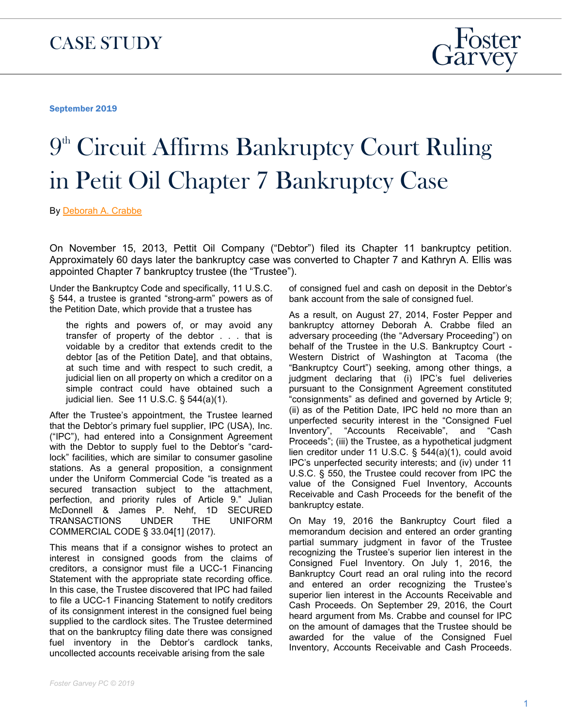CASE STUDY

**September 2019**

# 9th Circuit Affirms Bankruptcy Court Ruling in Petit Oil Chapter 7 Bankruptcy Case

By Deborah A. Crabbe

On November 15, 2013, Pettit Oil Company ("Debtor") filed its Chapter 11 bankruptcy petition. Approximately 60 days later the bankruptcy case was converted to Chapter 7 and Kathryn A. Ellis was appointed Chapter 7 bankruptcy trustee (the "Trustee").

Under the Bankruptcy Code and specifically, 11 U.S.C. § 544, a trustee is granted "strong-arm" powers as of the Petition Date, which provide that a trustee has

> the rights and powers of, or may avoid any transfer of property of the debtor . . . that is voidable by a creditor that extends credit to the debtor [as of the Petition Date], and that obtains, at such time and with respect to such credit, a judicial lien on all property on which a creditor on a simple contract could have obtained such a judicial lien. See 11 U.S.C. § 544(a)(1).

After the Trustee's appointment, the Trustee learned that the Debtor's primary fuel supplier, IPC (USA), Inc. ("IPC"), had entered into a Consignment Agreement with the Debtor to supply fuel to the Debtor's "card-lock" facilities, which are similar to consumer gasoline stations. As a general proposition, a consignment under the Uniform Commercial Code "is treated as a secured transaction subject to the attachment, perfection, and priority rules of Article 9." Julian McDonnell & James P. Nehf, 1D SECURED TRANSACTIONS UNDER THE UNIFORM COMMERCIAL CODE § 33.04[1] (2017).

This means that if a consignor wishes to protect an interest in consigned goods from the claims of creditors, a consignor must file a UCC-1 Financing Statement with the appropriate state recording office. In this case, the Trustee discovered that IPC had failed to file a UCC-1 Financing Statement to notify creditors of its consignment interest in the consigned fuel being supplied to the cardlock sites. The Trustee determined that on the bankruptcy filing date there was consigned fuel inventory in the Debtor's cardlock tanks, uncollected accounts receivable arising from the sale of consigned fuel and cash on deposit in the Debtor's bank account from the sale of consigned fuel.

As a result, on August 27, 2014, Foster Pepper and bankruptcy attorney Deborah A. Crabbe filed an adversary proceeding (the "Adversary Proceeding") on behalf of the Trustee in the U.S. Bankruptcy Court - Western District of Washington at Tacoma (the "Bankruptcy Court") seeking, among other things, a judgment declaring that (i) IPC's fuel deliveries pursuant to the Consignment Agreement constituted "consignments" as defined and governed by Article 9; (ii) as of the Petition Date, IPC held no more than an unperfected security interest in the "Consigned Fuel Inventory", "Accounts Receivable", and "Cash Proceeds"; (iii) the Trustee, as a hypothetical judgment lien creditor under 11 U.S.C. § 544(a)(1), could avoid IPC's unperfected security interests; and (iv) under 11 U.S.C. § 550, the Trustee could recover from IPC the value of the Consigned Fuel Inventory, Accounts Receivable and Cash Proceeds for the benefit of the bankruptcy estate.

On May 19, 2016 the Bankruptcy Court filed a memorandum decision and entered an order granting partial summary judgment in favor of the Trustee recognizing the Trustee's superior lien interest in the Consigned Fuel Inventory. On July 1, 2016, the Bankruptcy Court read an oral ruling into the record and entered an order recognizing the Trustee's superior lien interest in the Accounts Receivable and Cash Proceeds. On September 29, 2016, the Court heard argument from Ms. Crabbe and counsel for IPC on the amount of damages that the Trustee should be awarded for the value of the Consigned Fuel Inventory, Accounts Receivable and Cash Proceeds.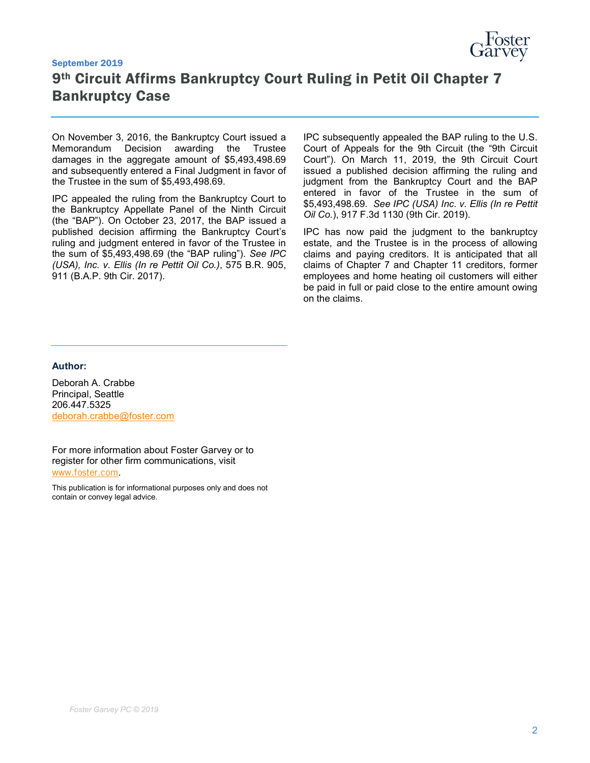September 2019

# 9th Circuit Affirms Bankruptcy Court Ruling in Petit Oil Chapter 7 Bankruptcy Case

On November 3, 2016, the Bankruptcy Court issued a Memorandum Decision awarding the Trustee damages in the aggregate amount of $5,493,498.69 and subsequently entered a Final Judgment in favor of the Trustee in the sum of $5,493,498.69.

IPC appealed the ruling from the Bankruptcy Court to the Bankruptcy Appellate Panel of the Ninth Circuit (the "BAP"). On October 23, 2017, the BAP issued a published decision affirming the Bankruptcy Court's ruling and judgment entered in favor of the Trustee in the sum of $5,493,498.69 (the "BAP ruling"). *See IPC (USA), Inc. v. Ellis (In re Pettit Oil Co.)*, 575 B.R. 905, 911 (B.A.P. 9th Cir. 2017).

IPC subsequently appealed the BAP ruling to the U.S. Court of Appeals for the 9th Circuit (the "9th Circuit Court"). On March 11, 2019, the 9th Circuit Court issued a published decision affirming the ruling and judgment from the Bankruptcy Court and the BAP entered in favor of the Trustee in the sum of $5,493,498.69. *See IPC (USA) Inc. v. Ellis (In re Pettit Oil Co.*), 917 F.3d 1130 (9th Cir. 2019).

IPC has now paid the judgment to the bankruptcy estate, and the Trustee is in the process of allowing claims and paying creditors. It is anticipated that all claims of Chapter 7 and Chapter 11 creditors, former employees and home heating oil customers will either be paid in full or paid close to the entire amount owing on the claims.

**Author:**

Deborah A. Crabbe
Principal, Seattle
206.447.5325
deborah.crabbe@foster.com

For more information about Foster Garvey or to register for other firm communications, visit www.foster.com.

This publication is for informational purposes only and does not contain or convey legal advice.

Foster Garvey PC © 2019